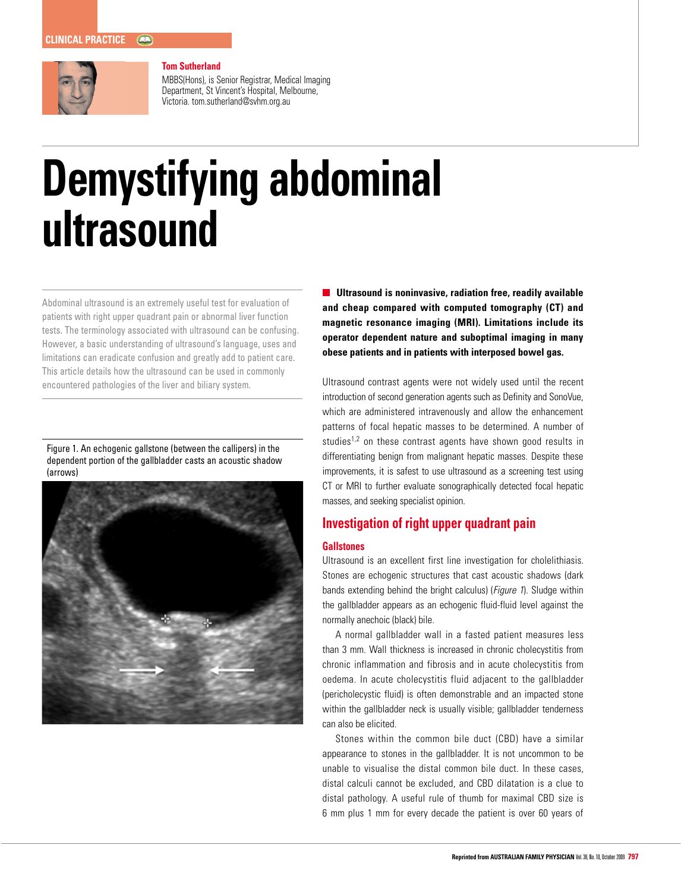CLINICAL PRACTICE

**Tom Sutherland**
MBBS(Hons), is Senior Registrar, Medical Imaging Department, St Vincent's Hospital, Melbourne, Victoria. tom.sutherland@svhm.org.au

# Demystifying abdominal ultrasound

Abdominal ultrasound is an extremely useful test for evaluation of patients with right upper quadrant pain or abnormal liver function tests. The terminology associated with ultrasound can be confusing. However, a basic understanding of ultrasound's language, uses and limitations can eradicate confusion and greatly add to patient care. This article details how the ultrasound can be used in commonly encountered pathologies of the liver and biliary system.

Figure 1. An echogenic gallstone (between the callipers) in the dependent portion of the gallbladder casts an acoustic shadow (arrows)

**Ultrasound is noninvasive, radiation free, readily available and cheap compared with computed tomography (CT) and magnetic resonance imaging (MRI). Limitations include its operator dependent nature and suboptimal imaging in many obese patients and in patients with interposed bowel gas.**

Ultrasound contrast agents were not widely used until the recent introduction of second generation agents such as Definity and SonoVue, which are administered intravenously and allow the enhancement patterns of focal hepatic masses to be determined. A number of studies[1,2] on these contrast agents have shown good results in differentiating benign from malignant hepatic masses. Despite these improvements, it is safest to use ultrasound as a screening test using CT or MRI to further evaluate sonographically detected focal hepatic masses, and seeking specialist opinion.

## Investigation of right upper quadrant pain

### Gallstones

Ultrasound is an excellent first line investigation for cholelithiasis. Stones are echogenic structures that cast acoustic shadows (dark bands extending behind the bright calculus) (*Figure 1*). Sludge within the gallbladder appears as an echogenic fluid-fluid level against the normally anechoic (black) bile.

A normal gallbladder wall in a fasted patient measures less than 3 mm. Wall thickness is increased in chronic cholecystitis from chronic inflammation and fibrosis and in acute cholecystitis from oedema. In acute cholecystitis fluid adjacent to the gallbladder (pericholecystic fluid) is often demonstrable and an impacted stone within the gallbladder neck is usually visible; gallbladder tenderness can also be elicited.

Stones within the common bile duct (CBD) have a similar appearance to stones in the gallbladder. It is not uncommon to be unable to visualise the distal common bile duct. In these cases, distal calculi cannot be excluded, and CBD dilatation is a clue to distal pathology. A useful rule of thumb for maximal CBD size is 6 mm plus 1 mm for every decade the patient is over 60 years of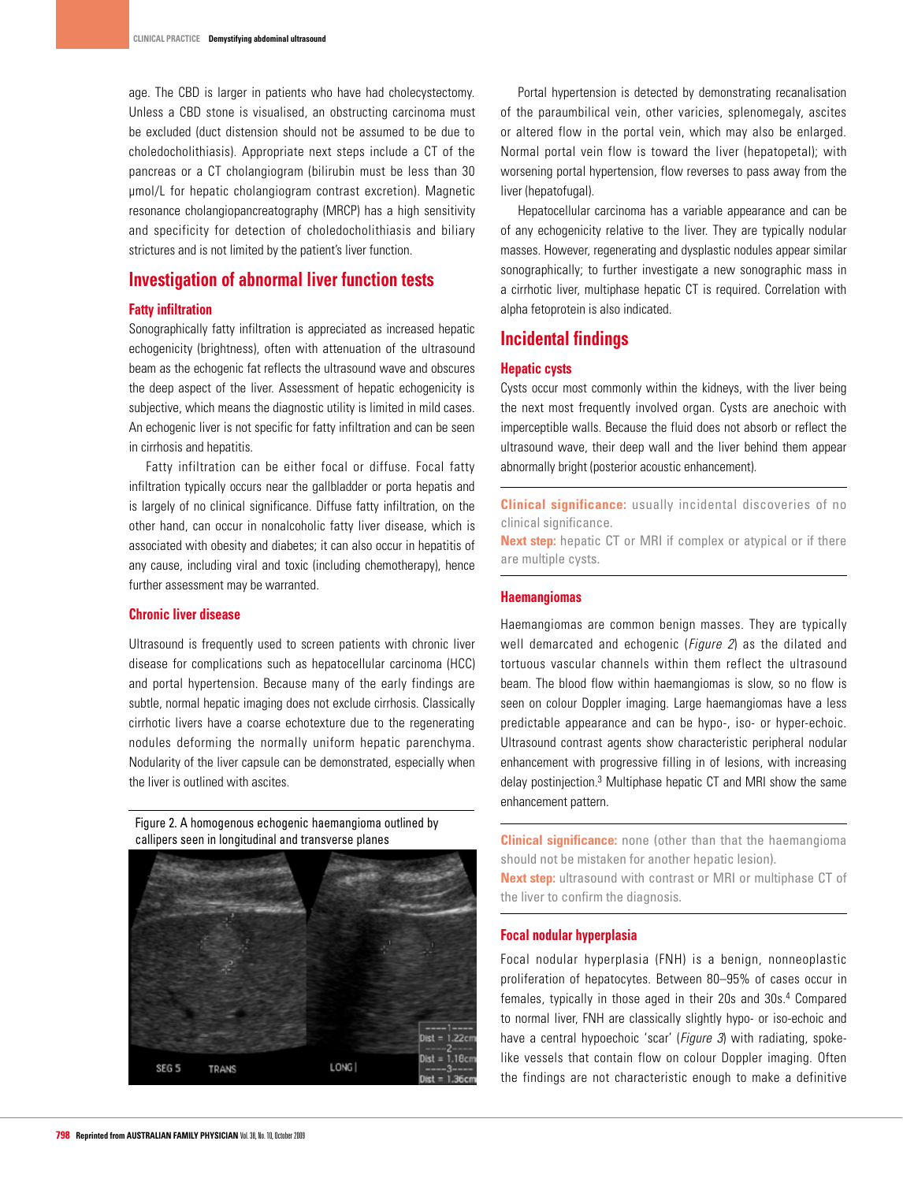age. The CBD is larger in patients who have had cholecystectomy. Unless a CBD stone is visualised, an obstructing carcinoma must be excluded (duct distension should not be assumed to be due to choledocholithiasis). Appropriate next steps include a CT of the pancreas or a CT cholangiogram (bilirubin must be less than 30 μmol/L for hepatic cholangiogram contrast excretion). Magnetic resonance cholangiopancreatography (MRCP) has a high sensitivity and specificity for detection of choledocholithiasis and biliary strictures and is not limited by the patient's liver function.

## Investigation of abnormal liver function tests

### Fatty infiltration

Sonographically fatty infiltration is appreciated as increased hepatic echogenicity (brightness), often with attenuation of the ultrasound beam as the echogenic fat reflects the ultrasound wave and obscures the deep aspect of the liver. Assessment of hepatic echogenicity is subjective, which means the diagnostic utility is limited in mild cases. An echogenic liver is not specific for fatty infiltration and can be seen in cirrhosis and hepatitis.

Fatty infiltration can be either focal or diffuse. Focal fatty infiltration typically occurs near the gallbladder or porta hepatis and is largely of no clinical significance. Diffuse fatty infiltration, on the other hand, can occur in nonalcoholic fatty liver disease, which is associated with obesity and diabetes; it can also occur in hepatitis of any cause, including viral and toxic (including chemotherapy), hence further assessment may be warranted.

### Chronic liver disease

Ultrasound is frequently used to screen patients with chronic liver disease for complications such as hepatocellular carcinoma (HCC) and portal hypertension. Because many of the early findings are subtle, normal hepatic imaging does not exclude cirrhosis. Classically cirrhotic livers have a coarse echotexture due to the regenerating nodules deforming the normally uniform hepatic parenchyma. Nodularity of the liver capsule can be demonstrated, especially when the liver is outlined with ascites.

Figure 2. A homogenous echogenic haemangioma outlined by callipers seen in longitudinal and transverse planes

Portal hypertension is detected by demonstrating recanalisation of the paraumbilical vein, other varicies, splenomegaly, ascites or altered flow in the portal vein, which may also be enlarged. Normal portal vein flow is toward the liver (hepatopetal); with worsening portal hypertension, flow reverses to pass away from the liver (hepatofugal).

Hepatocellular carcinoma has a variable appearance and can be of any echogenicity relative to the liver. They are typically nodular masses. However, regenerating and dysplastic nodules appear similar sonographically; to further investigate a new sonographic mass in a cirrhotic liver, multiphase hepatic CT is required. Correlation with alpha fetoprotein is also indicated.

## Incidental findings

### Hepatic cysts

Cysts occur most commonly within the kidneys, with the liver being the next most frequently involved organ. Cysts are anechoic with imperceptible walls. Because the fluid does not absorb or reflect the ultrasound wave, their deep wall and the liver behind them appear abnormally bright (posterior acoustic enhancement).

**Clinical significance:** usually incidental discoveries of no clinical significance.
**Next step:** hepatic CT or MRI if complex or atypical or if there are multiple cysts.

### Haemangiomas

Haemangiomas are common benign masses. They are typically well demarcated and echogenic (*Figure 2*) as the dilated and tortuous vascular channels within them reflect the ultrasound beam. The blood flow within haemangiomas is slow, so no flow is seen on colour Doppler imaging. Large haemangiomas have a less predictable appearance and can be hypo-, iso- or hyper-echoic. Ultrasound contrast agents show characteristic peripheral nodular enhancement with progressive filling in of lesions, with increasing delay postinjection.[3] Multiphase hepatic CT and MRI show the same enhancement pattern.

**Clinical significance:** none (other than that the haemangioma should not be mistaken for another hepatic lesion).
**Next step:** ultrasound with contrast or MRI or multiphase CT of the liver to confirm the diagnosis.

### Focal nodular hyperplasia

Focal nodular hyperplasia (FNH) is a benign, nonneoplastic proliferation of hepatocytes. Between 80–95% of cases occur in females, typically in those aged in their 20s and 30s.[4] Compared to normal liver, FNH are classically slightly hypo- or iso-echoic and have a central hypoechoic 'scar' (*Figure 3*) with radiating, spoke-like vessels that contain flow on colour Doppler imaging. Often the findings are not characteristic enough to make a definitive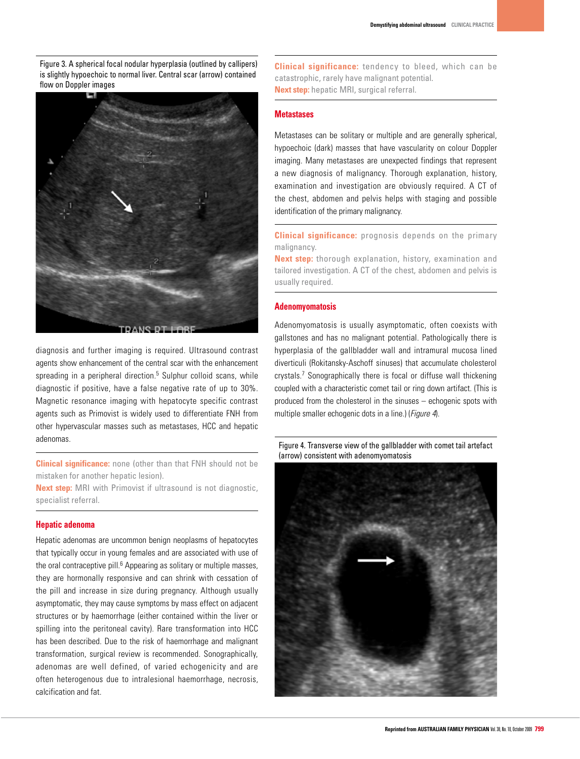Figure 3. A spherical focal nodular hyperplasia (outlined by callipers) is slightly hypoechoic to normal liver. Central scar (arrow) contained flow on Doppler images

diagnosis and further imaging is required. Ultrasound contrast agents show enhancement of the central scar with the enhancement spreading in a peripheral direction.[5] Sulphur colloid scans, while diagnostic if positive, have a false negative rate of up to 30%. Magnetic resonance imaging with hepatocyte specific contrast agents such as Primovist is widely used to differentiate FNH from other hypervascular masses such as metastases, HCC and hepatic adenomas.

**Clinical significance:** none (other than that FNH should not be mistaken for another hepatic lesion).
**Next step:** MRI with Primovist if ultrasound is not diagnostic, specialist referral.

## Hepatic adenoma

Hepatic adenomas are uncommon benign neoplasms of hepatocytes that typically occur in young females and are associated with use of the oral contraceptive pill.[6] Appearing as solitary or multiple masses, they are hormonally responsive and can shrink with cessation of the pill and increase in size during pregnancy. Although usually asymptomatic, they may cause symptoms by mass effect on adjacent structures or by haemorrhage (either contained within the liver or spilling into the peritoneal cavity). Rare transformation into HCC has been described. Due to the risk of haemorrhage and malignant transformation, surgical review is recommended. Sonographically, adenomas are well defined, of varied echogenicity and are often heterogenous due to intralesional haemorrhage, necrosis, calcification and fat.

**Clinical significance:** tendency to bleed, which can be catastrophic, rarely have malignant potential.
**Next step:** hepatic MRI, surgical referral.

## Metastases

Metastases can be solitary or multiple and are generally spherical, hypoechoic (dark) masses that have vascularity on colour Doppler imaging. Many metastases are unexpected findings that represent a new diagnosis of malignancy. Thorough explanation, history, examination and investigation are obviously required. A CT of the chest, abdomen and pelvis helps with staging and possible identification of the primary malignancy.

**Clinical significance:** prognosis depends on the primary malignancy.
**Next step:** thorough explanation, history, examination and tailored investigation. A CT of the chest, abdomen and pelvis is usually required.

## Adenomyomatosis

Adenomyomatosis is usually asymptomatic, often coexists with gallstones and has no malignant potential. Pathologically there is hyperplasia of the gallbladder wall and intramural mucosa lined diverticuli (Rokitansky-Aschoff sinuses) that accumulate cholesterol crystals.[7] Sonographically there is focal or diffuse wall thickening coupled with a characteristic comet tail or ring down artifact. (This is produced from the cholesterol in the sinuses – echogenic spots with multiple smaller echogenic dots in a line.) (*Figure 4*).

Figure 4. Transverse view of the gallbladder with comet tail artefact (arrow) consistent with adenomyomatosis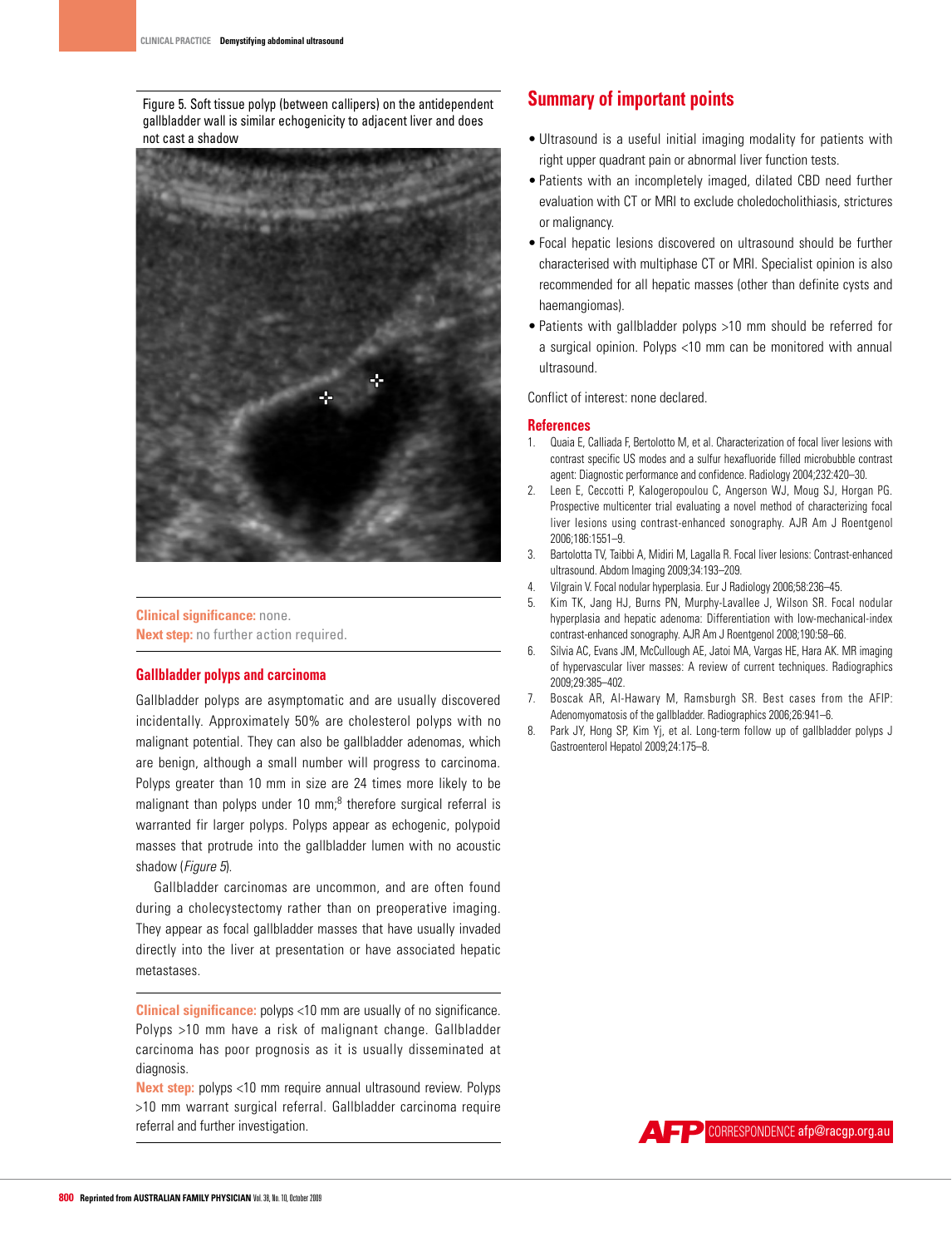Figure 5. Soft tissue polyp (between callipers) on the antidependent gallbladder wall is similar echogenicity to adjacent liver and does not cast a shadow

**Clinical significance:** none.
**Next step:** no further action required.

### Gallbladder polyps and carcinoma

Gallbladder polyps are asymptomatic and are usually discovered incidentally. Approximately 50% are cholesterol polyps with no malignant potential. They can also be gallbladder adenomas, which are benign, although a small number will progress to carcinoma. Polyps greater than 10 mm in size are 24 times more likely to be malignant than polyps under 10 mm;[8] therefore surgical referral is warranted fir larger polyps. Polyps appear as echogenic, polypoid masses that protrude into the gallbladder lumen with no acoustic shadow (*Figure 5*).

Gallbladder carcinomas are uncommon, and are often found during a cholecystectomy rather than on preoperative imaging. They appear as focal gallbladder masses that have usually invaded directly into the liver at presentation or have associated hepatic metastases.

**Clinical significance:** polyps <10 mm are usually of no significance. Polyps >10 mm have a risk of malignant change. Gallbladder carcinoma has poor prognosis as it is usually disseminated at diagnosis.
**Next step:** polyps <10 mm require annual ultrasound review. Polyps >10 mm warrant surgical referral. Gallbladder carcinoma require referral and further investigation.

## Summary of important points

- Ultrasound is a useful initial imaging modality for patients with right upper quadrant pain or abnormal liver function tests.
- Patients with an incompletely imaged, dilated CBD need further evaluation with CT or MRI to exclude choledocholithiasis, strictures or malignancy.
- Focal hepatic lesions discovered on ultrasound should be further characterised with multiphase CT or MRI. Specialist opinion is also recommended for all hepatic masses (other than definite cysts and haemangiomas).
- Patients with gallbladder polyps >10 mm should be referred for a surgical opinion. Polyps <10 mm can be monitored with annual ultrasound.

Conflict of interest: none declared.

### References

1. Quaia E, Calliada F, Bertolotto M, et al. Characterization of focal liver lesions with contrast specific US modes and a sulfur hexafluoride filled microbubble contrast agent: Diagnostic performance and confidence. Radiology 2004;232:420–30.
2. Leen E, Ceccotti P, Kalogeropoulou C, Angerson WJ, Moug SJ, Horgan PG. Prospective multicenter trial evaluating a novel method of characterizing focal liver lesions using contrast-enhanced sonography. AJR Am J Roentgenol 2006;186:1551–9.
3. Bartolotta TV, Taibbi A, Midiri M, Lagalla R. Focal liver lesions: Contrast-enhanced ultrasound. Abdom Imaging 2009;34:193–209.
4. Vilgrain V. Focal nodular hyperplasia. Eur J Radiology 2006;58:236–45.
5. Kim TK, Jang HJ, Burns PN, Murphy-Lavallee J, Wilson SR. Focal nodular hyperplasia and hepatic adenoma: Differentiation with low-mechanical-index contrast-enhanced sonography. AJR Am J Roentgenol 2008;190:58–66.
6. Silvia AC, Evans JM, McCullough AE, Jatoi MA, Vargas HE, Hara AK. MR imaging of hypervascular liver masses: A review of current techniques. Radiographics 2009;29:385–402.
7. Boscak AR, Al-Hawary M, Ramsburgh SR. Best cases from the AFIP: Adenomyomatosis of the gallbladder. Radiographics 2006;26:941–6.
8. Park JY, Hong SP, Kim Yj, et al. Long-term follow up of gallbladder polyps J Gastroenterol Hepatol 2009;24:175–8.

AFP CORRESPONDENCE afp@racgp.org.au